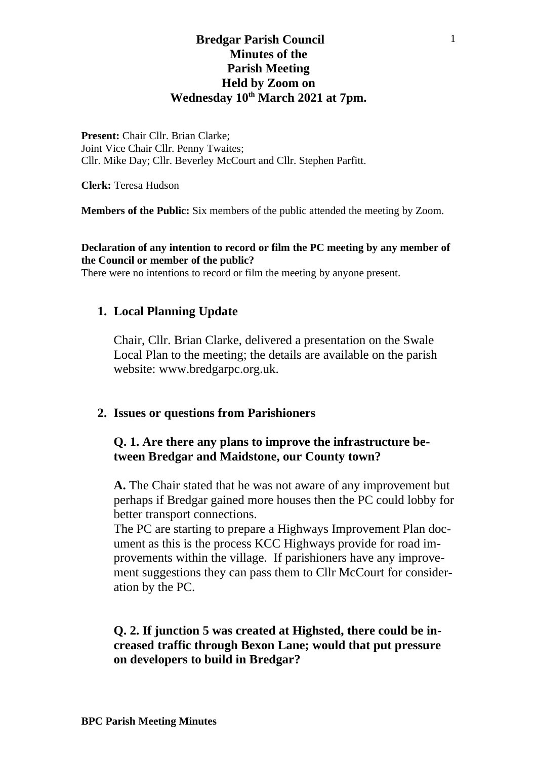# Bredgar Parish Council
## Minutes of the Parish Meeting Held by Zoom on Wednesday 10th March 2021 at 7pm.

**Present:** Chair Cllr. Brian Clarke;
Joint Vice Chair Cllr. Penny Twaites;
Cllr. Mike Day; Cllr. Beverley McCourt and Cllr. Stephen Parfitt.

**Clerk:** Teresa Hudson

**Members of the Public:** Six members of the public attended the meeting by Zoom.

**Declaration of any intention to record or film the PC meeting by any member of the Council or member of the public?**
There were no intentions to record or film the meeting by anyone present.

1. **Local Planning Update**

   Chair, Cllr. Brian Clarke, delivered a presentation on the Swale Local Plan to the meeting; the details are available on the parish website: www.bredgarpc.org.uk.

2. **Issues or questions from Parishioners**

   **Q. 1. Are there any plans to improve the infrastructure between Bredgar and Maidstone, our County town?**

   **A.** The Chair stated that he was not aware of any improvement but perhaps if Bredgar gained more houses then the PC could lobby for better transport connections.
   The PC are starting to prepare a Highways Improvement Plan document as this is the process KCC Highways provide for road improvements within the village. If parishioners have any improvement suggestions they can pass them to Cllr McCourt for consideration by the PC.

   **Q. 2. If junction 5 was created at Highsted, there could be increased traffic through Bexon Lane; would that put pressure on developers to build in Bredgar?**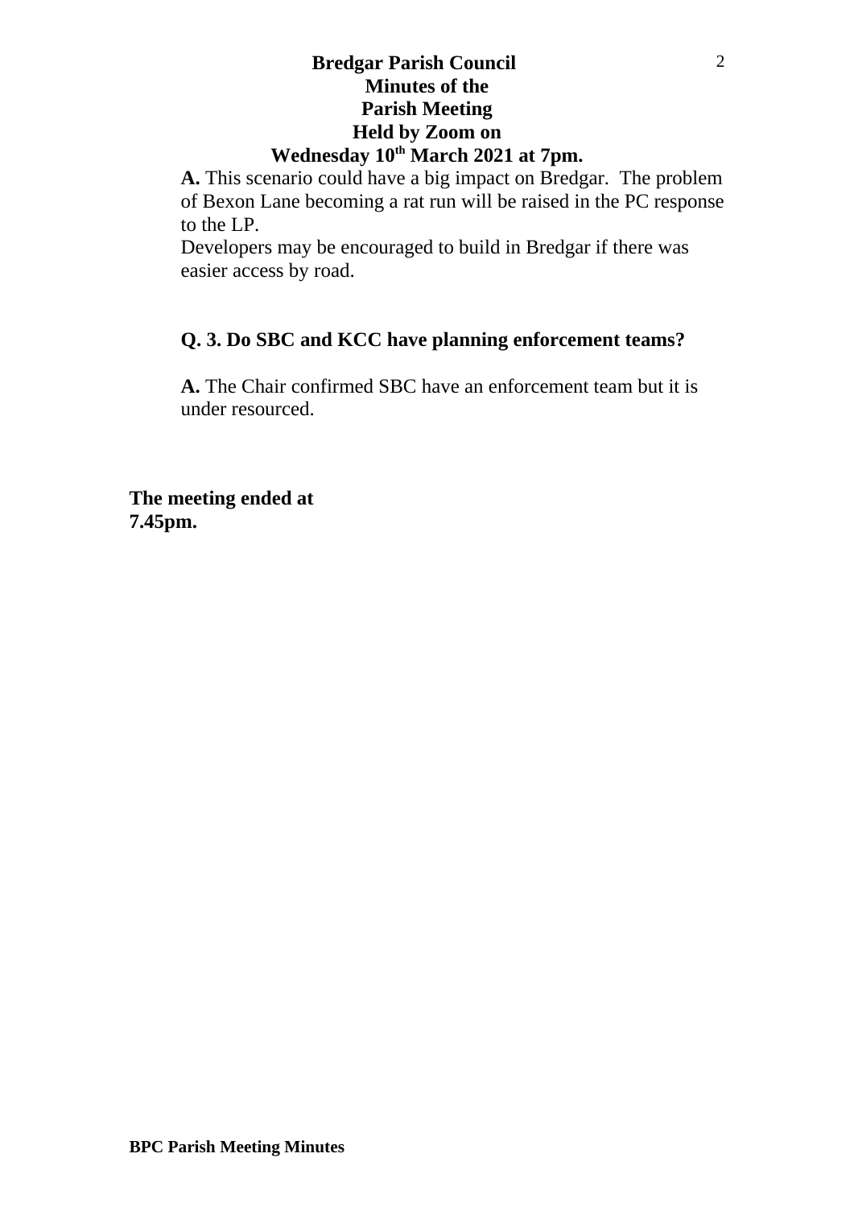**A.** This scenario could have a big impact on Bredgar. The problem of Bexon Lane becoming a rat run will be raised in the PC response to the LP.
Developers may be encouraged to build in Bredgar if there was easier access by road.

**Q. 3. Do SBC and KCC have planning enforcement teams?**

**A.** The Chair confirmed SBC have an enforcement team but it is under resourced.

**The meeting ended at 7.45pm.**